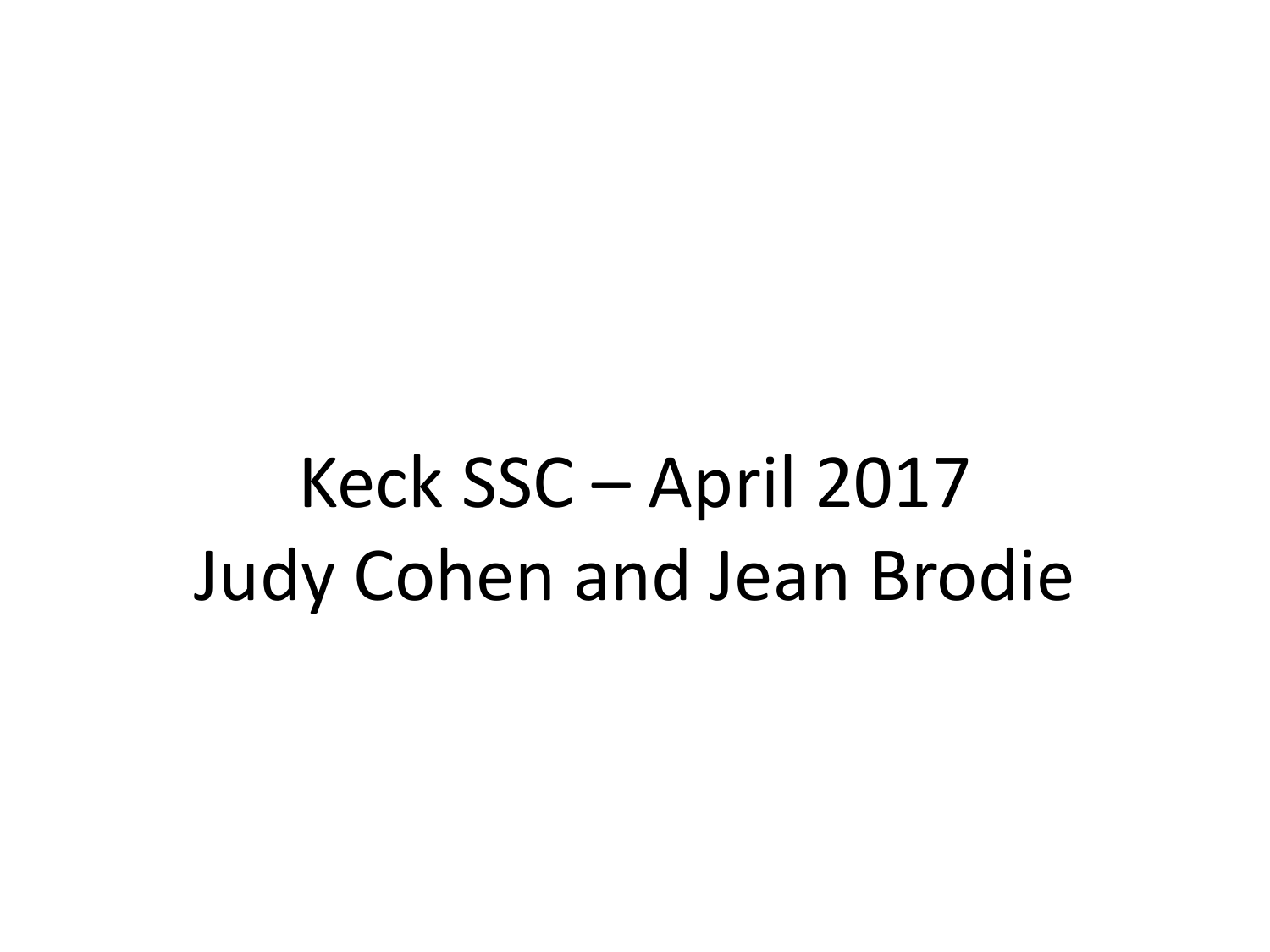# Keck SSC – April 2017
# Judy Cohen and Jean Brodie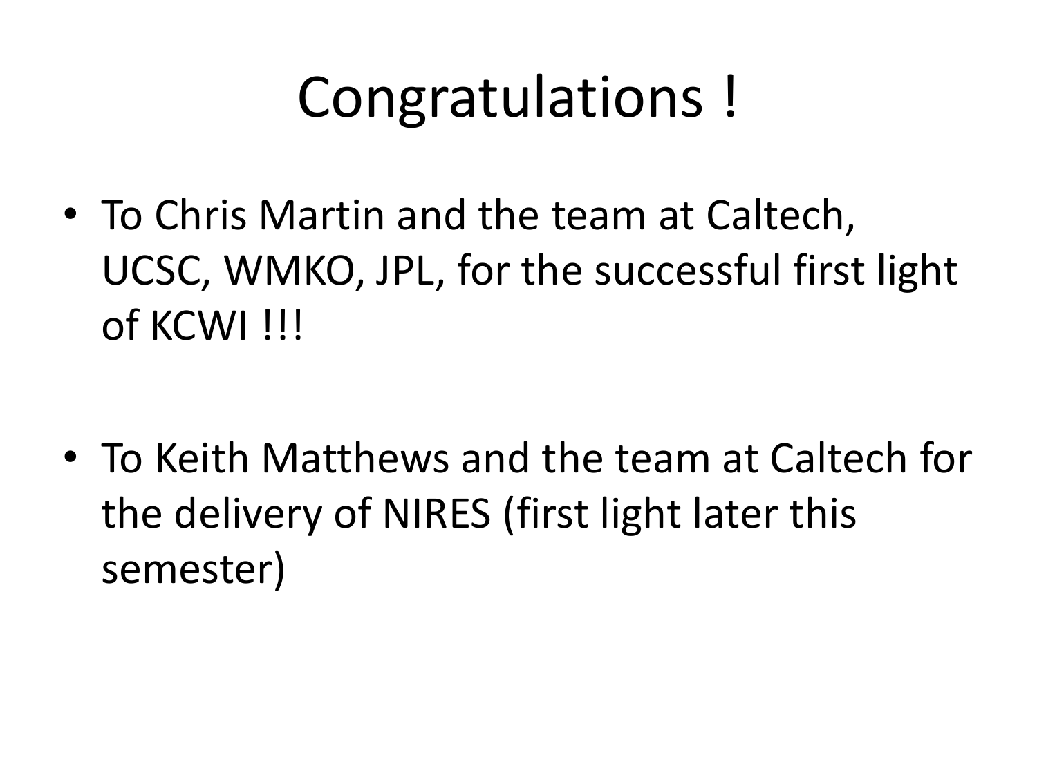# Congratulations !

- To Chris Martin and the team at Caltech, UCSC, WMKO, JPL, for the successful first light of KCWI !!!

- To Keith Matthews and the team at Caltech for the delivery of NIRES (first light later this semester)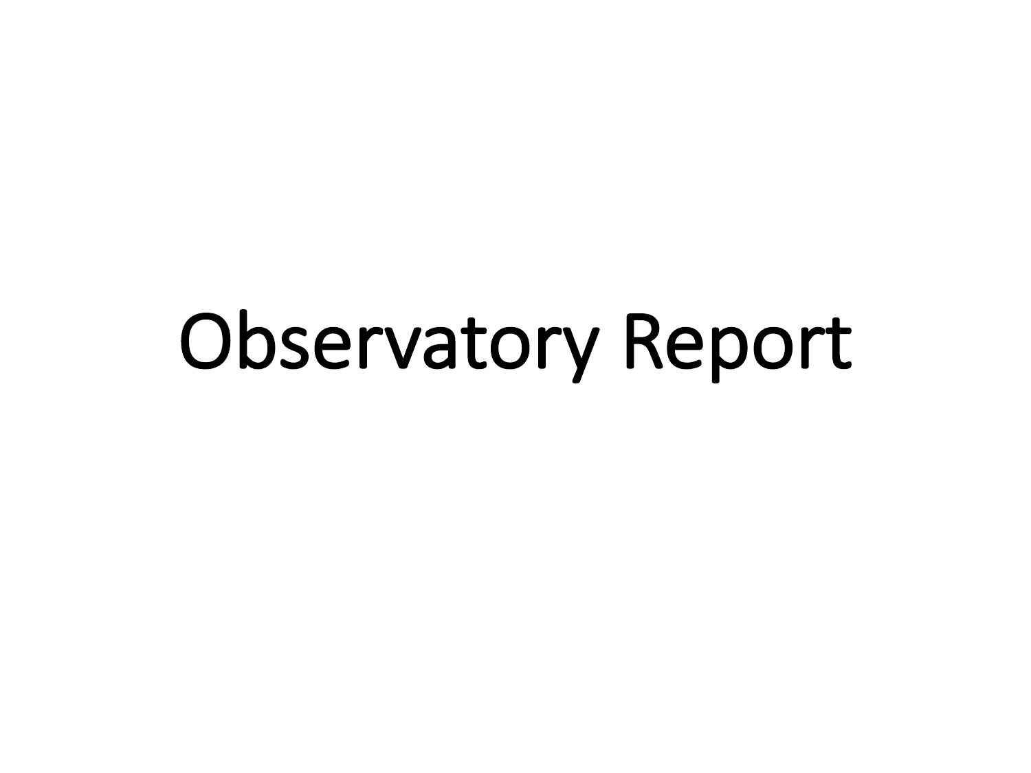# Observatory Report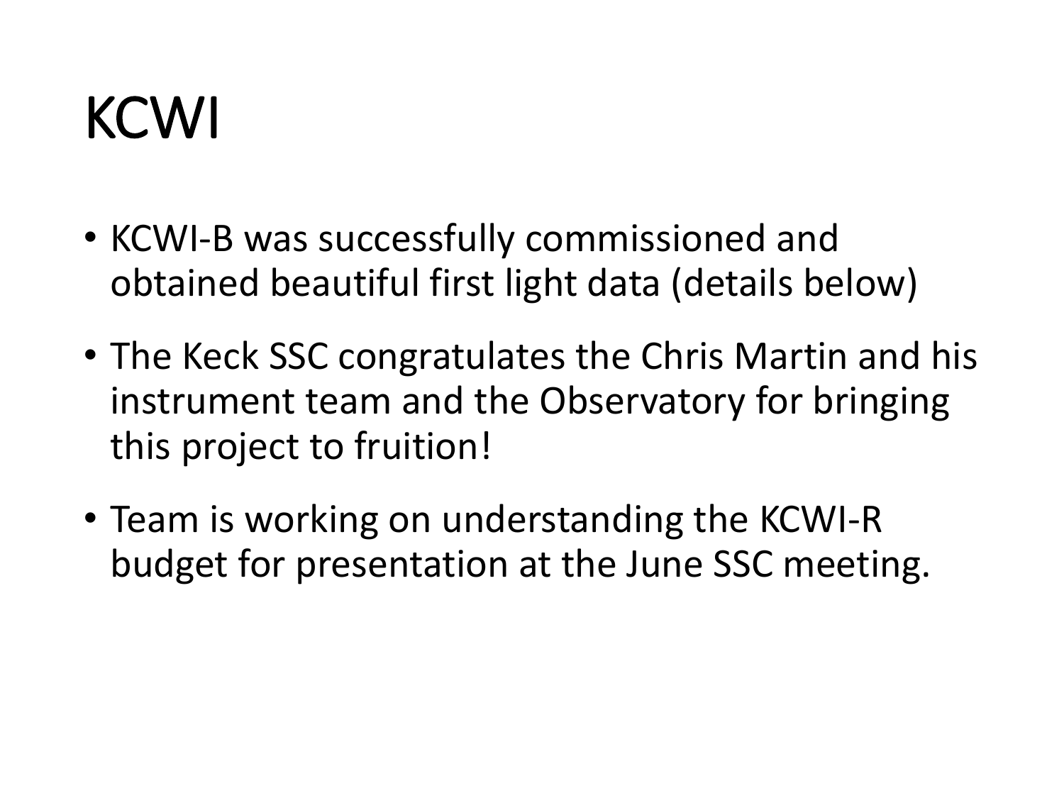# KCWI

- KCWI-B was successfully commissioned and obtained beautiful first light data (details below)
- The Keck SSC congratulates the Chris Martin and his instrument team and the Observatory for bringing this project to fruition!
- Team is working on understanding the KCWI-R budget for presentation at the June SSC meeting.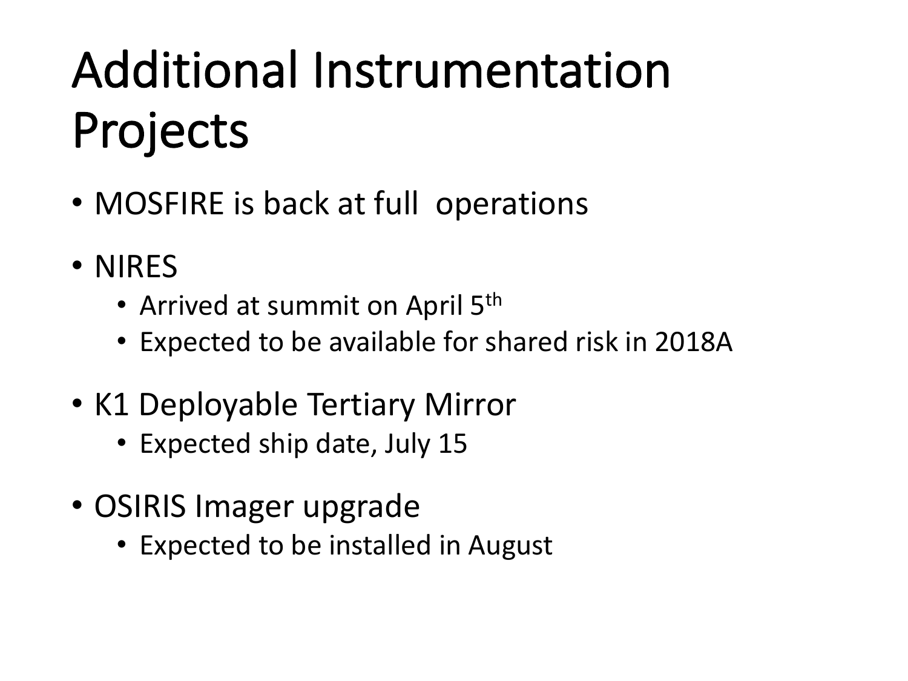# Additional Instrumentation Projects

- MOSFIRE is back at full operations
- NIRES
  - Arrived at summit on April 5th
  - Expected to be available for shared risk in 2018A
- K1 Deployable Tertiary Mirror
  - Expected ship date, July 15
- OSIRIS Imager upgrade
  - Expected to be installed in August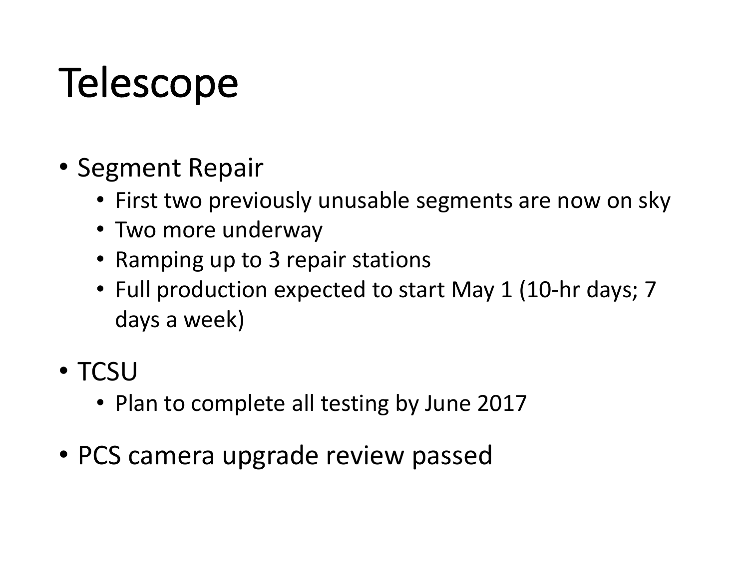# Telescope

- Segment Repair
  - First two previously unusable segments are now on sky
  - Two more underway
  - Ramping up to 3 repair stations
  - Full production expected to start May 1 (10-hr days; 7 days a week)
- TCSU
  - Plan to complete all testing by June 2017
- PCS camera upgrade review passed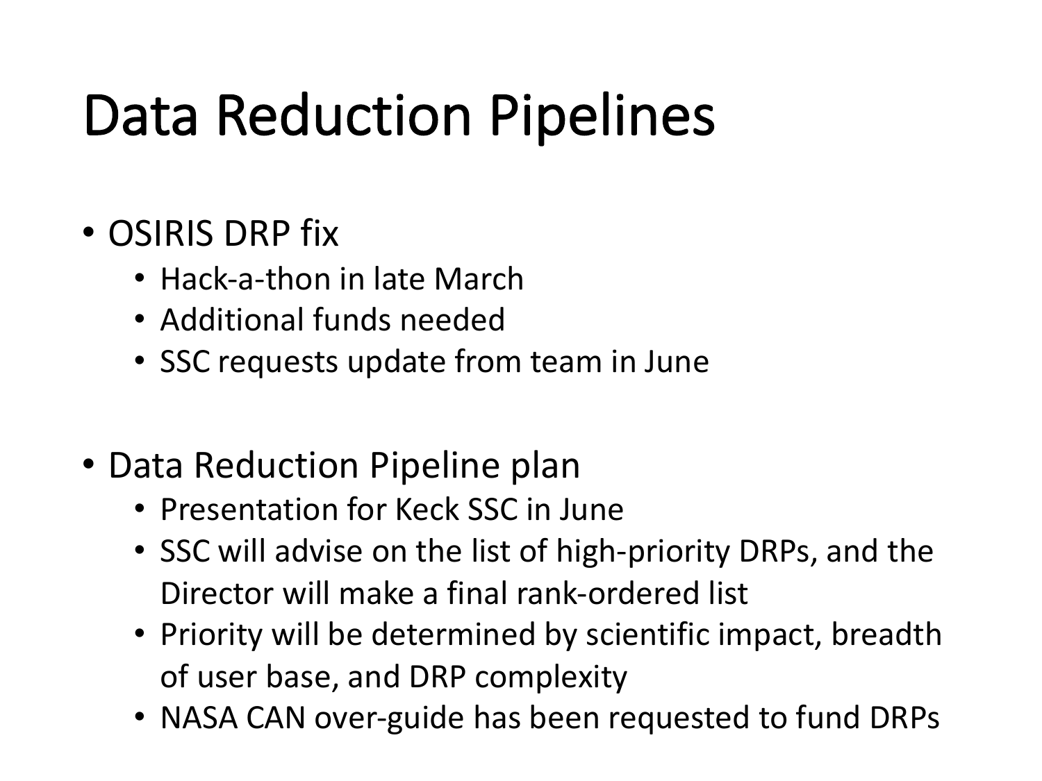# Data Reduction Pipelines

- OSIRIS DRP fix
  - Hack-a-thon in late March
  - Additional funds needed
  - SSC requests update from team in June
- Data Reduction Pipeline plan
  - Presentation for Keck SSC in June
  - SSC will advise on the list of high-priority DRPs, and the Director will make a final rank-ordered list
  - Priority will be determined by scientific impact, breadth of user base, and DRP complexity
  - NASA CAN over-guide has been requested to fund DRPs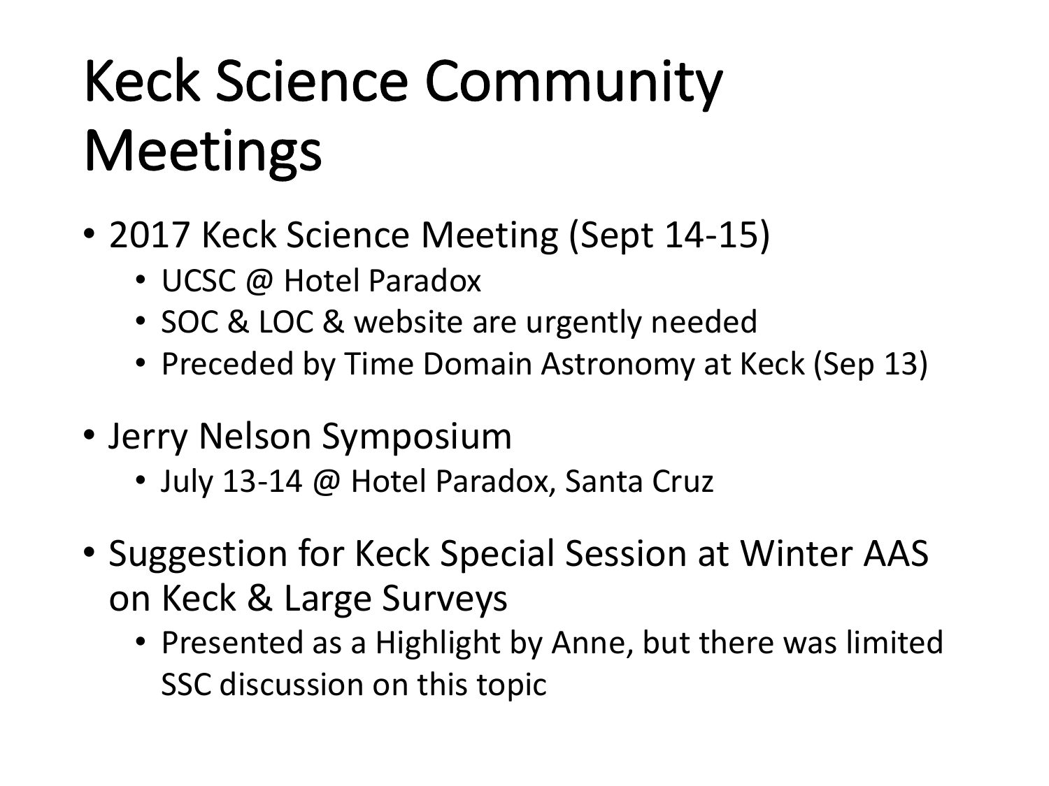# Keck Science Community Meetings

- 2017 Keck Science Meeting (Sept 14-15)
  - UCSC @ Hotel Paradox
  - SOC & LOC & website are urgently needed
  - Preceded by Time Domain Astronomy at Keck (Sep 13)
- Jerry Nelson Symposium
  - July 13-14 @ Hotel Paradox, Santa Cruz
- Suggestion for Keck Special Session at Winter AAS on Keck & Large Surveys
  - Presented as a Highlight by Anne, but there was limited SSC discussion on this topic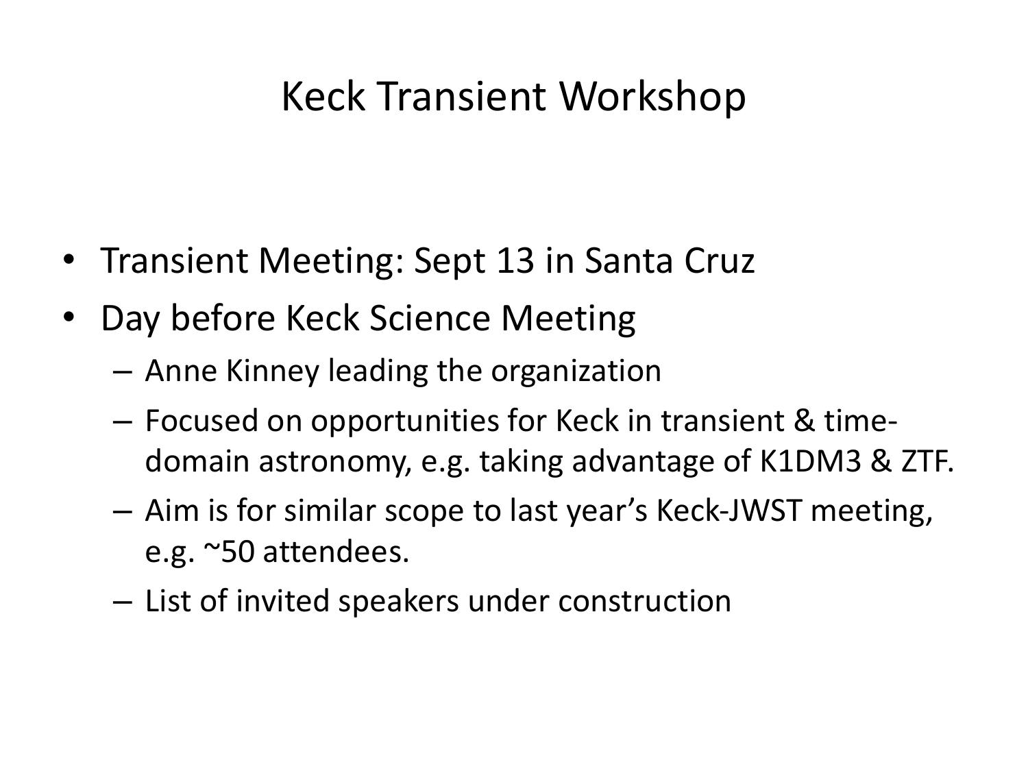# Keck Transient Workshop

- Transient Meeting: Sept 13 in Santa Cruz
- Day before Keck Science Meeting
  - Anne Kinney leading the organization
  - Focused on opportunities for Keck in transient & time-domain astronomy, e.g. taking advantage of K1DM3 & ZTF.
  - Aim is for similar scope to last year's Keck-JWST meeting, e.g. ~50 attendees.
  - List of invited speakers under construction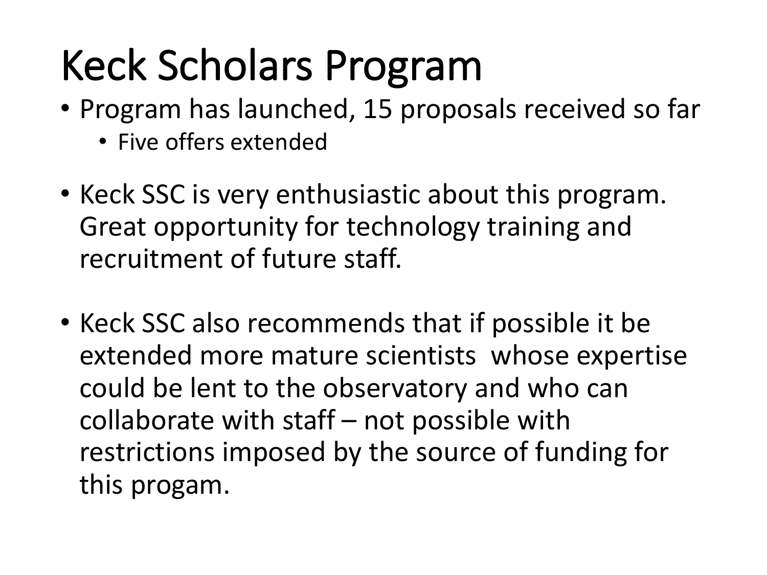# Keck Scholars Program

- Program has launched, 15 proposals received so far
  - Five offers extended
- Keck SSC is very enthusiastic about this program. Great opportunity for technology training and recruitment of future staff.
- Keck SSC also recommends that if possible it be extended more mature scientists  whose expertise could be lent to the observatory and who can collaborate with staff – not possible with restrictions imposed by the source of funding for this progam.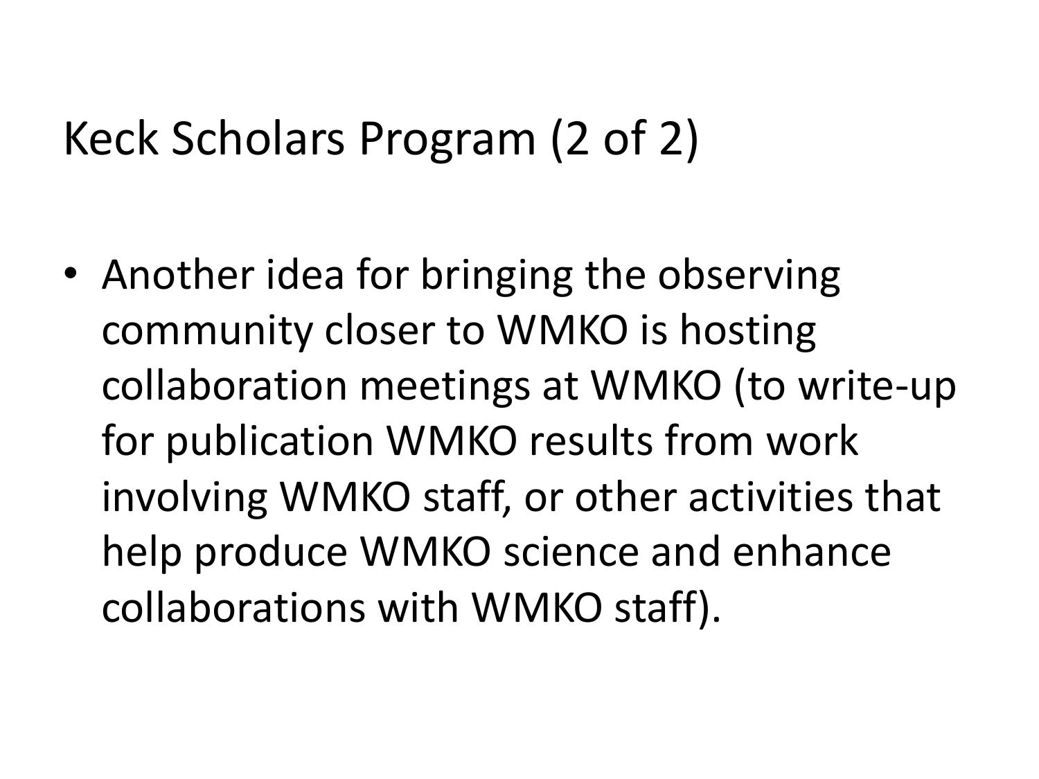# Keck Scholars Program (2 of 2)

- Another idea for bringing the observing community closer to WMKO is hosting collaboration meetings at WMKO (to write-up for publication WMKO results from work involving WMKO staff, or other activities that help produce WMKO science and enhance collaborations with WMKO staff).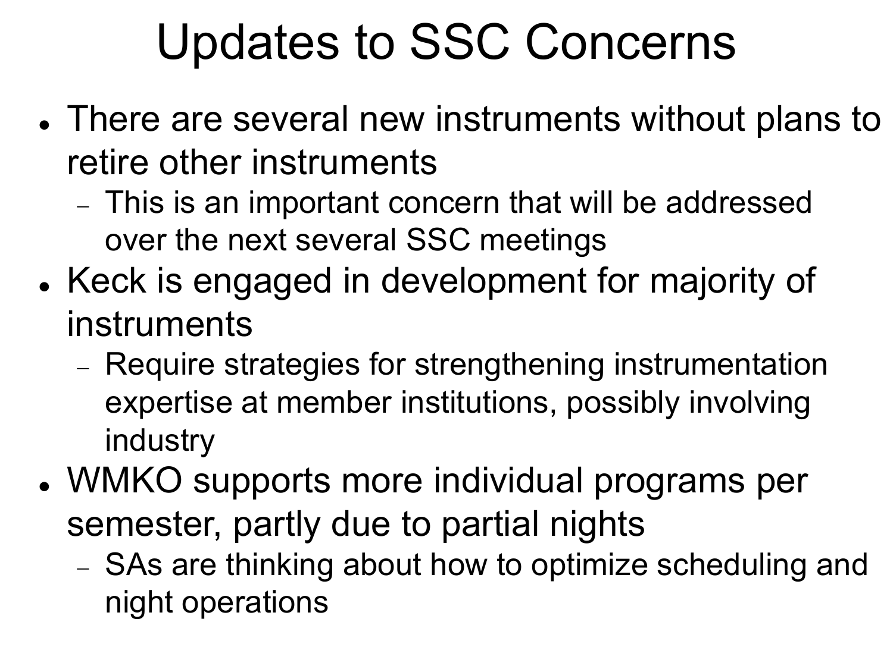# Updates to SSC Concerns

- There are several new instruments without plans to retire other instruments
  - This is an important concern that will be addressed over the next several SSC meetings
- Keck is engaged in development for majority of instruments
  - Require strategies for strengthening instrumentation expertise at member institutions, possibly involving industry
- WMKO supports more individual programs per semester, partly due to partial nights
  - SAs are thinking about how to optimize scheduling and night operations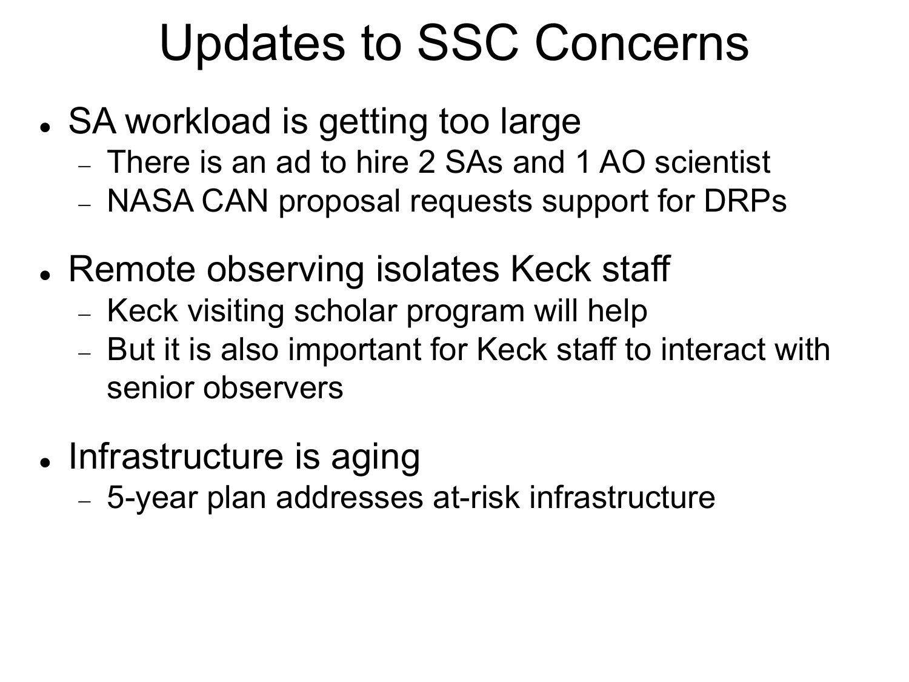# Updates to SSC Concerns

- SA workload is getting too large
  - There is an ad to hire 2 SAs and 1 AO scientist
  - NASA CAN proposal requests support for DRPs
- Remote observing isolates Keck staff
  - Keck visiting scholar program will help
  - But it is also important for Keck staff to interact with senior observers
- Infrastructure is aging
  - 5-year plan addresses at-risk infrastructure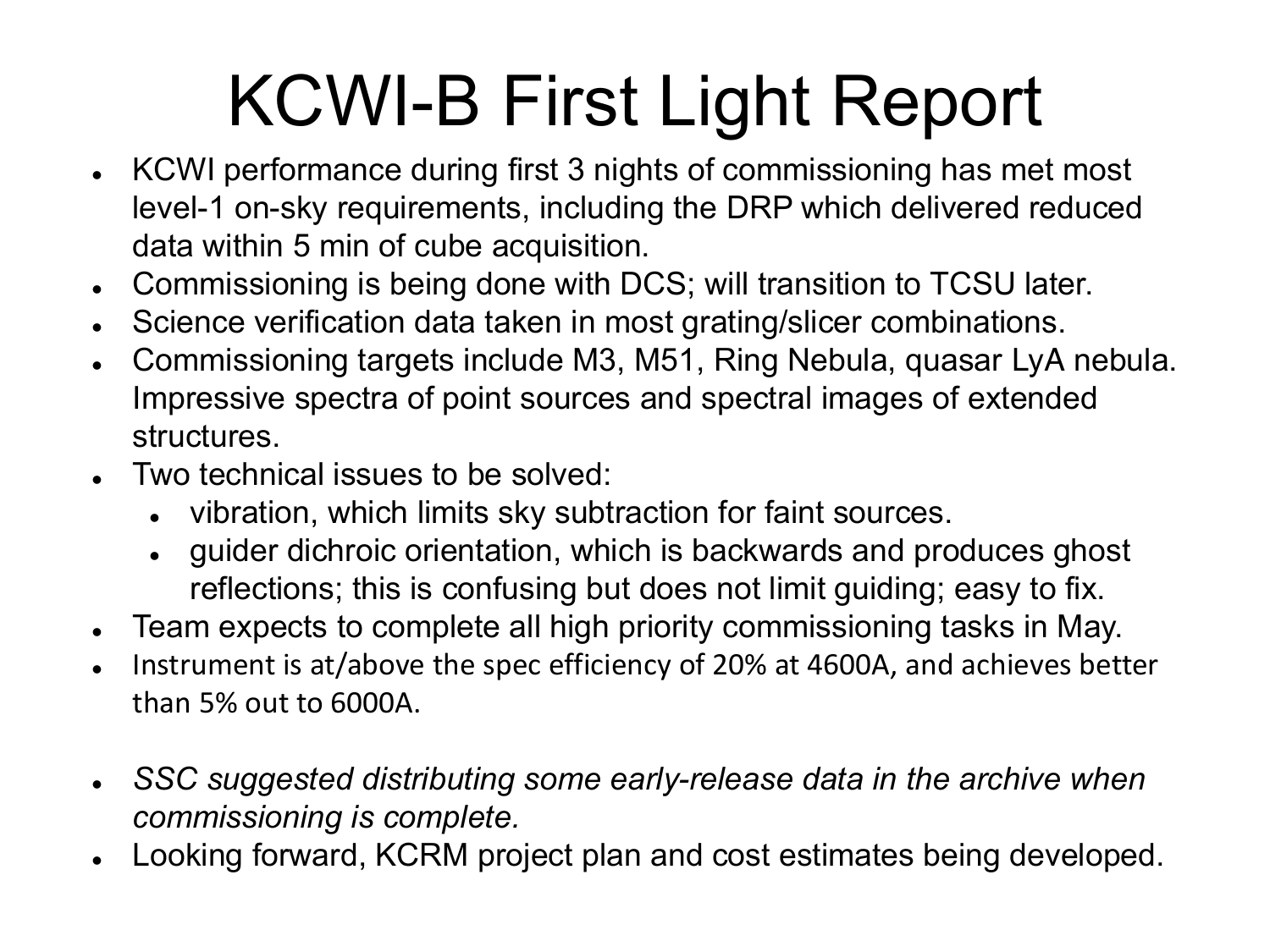# KCWI-B First Light Report

- KCWI performance during first 3 nights of commissioning has met most level-1 on-sky requirements, including the DRP which delivered reduced data within 5 min of cube acquisition.
- Commissioning is being done with DCS; will transition to TCSU later.
- Science verification data taken in most grating/slicer combinations.
- Commissioning targets include M3, M51, Ring Nebula, quasar LyA nebula. Impressive spectra of point sources and spectral images of extended structures.
- Two technical issues to be solved:
  - vibration, which limits sky subtraction for faint sources.
  - guider dichroic orientation, which is backwards and produces ghost reflections; this is confusing but does not limit guiding; easy to fix.
- Team expects to complete all high priority commissioning tasks in May.
- Instrument is at/above the spec efficiency of 20% at 4600A, and achieves better than 5% out to 6000A.

- *SSC suggested distributing some early-release data in the archive when commissioning is complete.*
- Looking forward, KCRM project plan and cost estimates being developed.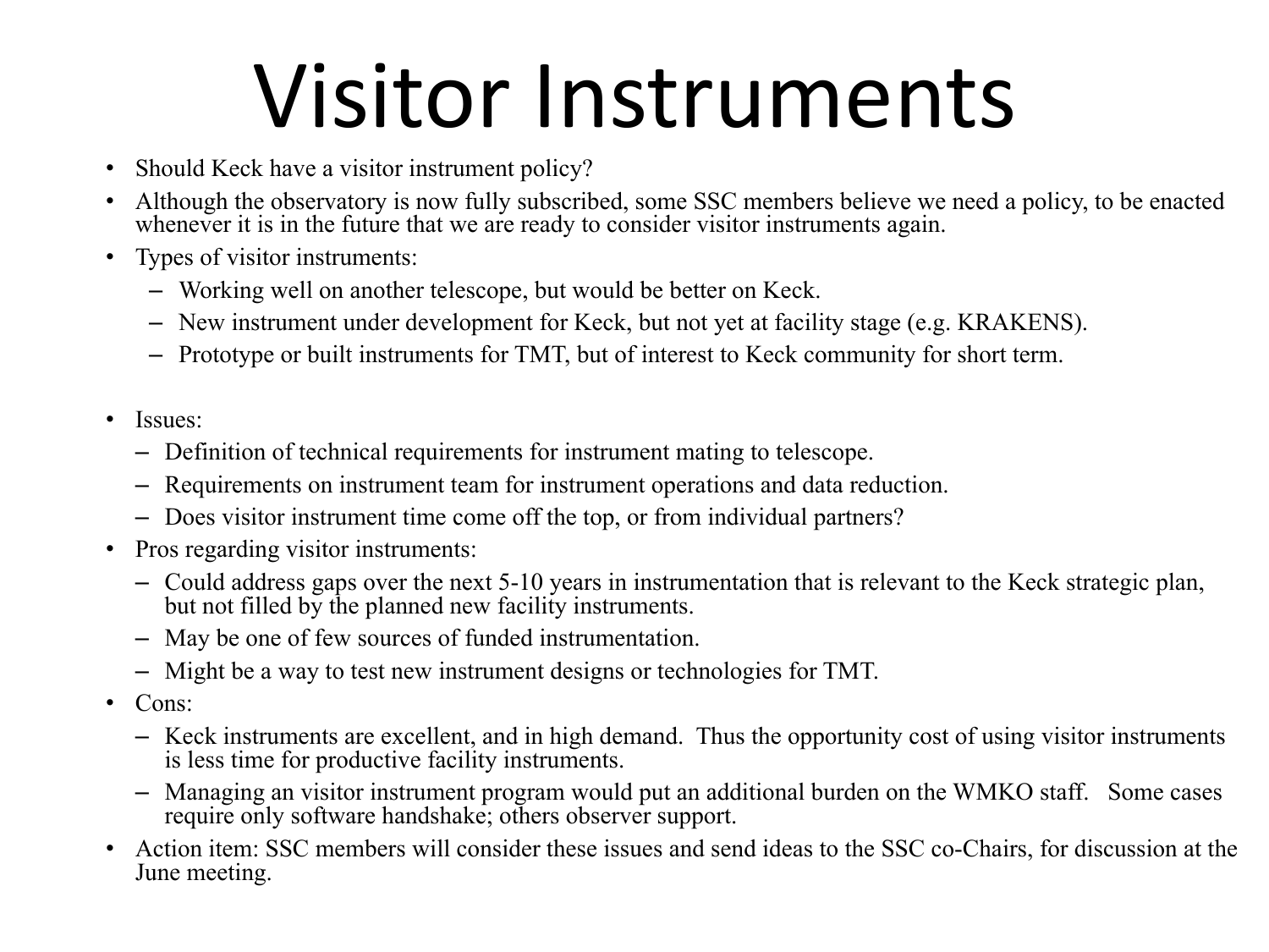# Visitor Instruments

- Should Keck have a visitor instrument policy?
- Although the observatory is now fully subscribed, some SSC members believe we need a policy, to be enacted whenever it is in the future that we are ready to consider visitor instruments again.
- Types of visitor instruments:
  - Working well on another telescope, but would be better on Keck.
  - New instrument under development for Keck, but not yet at facility stage (e.g. KRAKENS).
  - Prototype or built instruments for TMT, but of interest to Keck community for short term.

- Issues:
  - Definition of technical requirements for instrument mating to telescope.
  - Requirements on instrument team for instrument operations and data reduction.
  - Does visitor instrument time come off the top, or from individual partners?
- Pros regarding visitor instruments:
  - Could address gaps over the next 5-10 years in instrumentation that is relevant to the Keck strategic plan, but not filled by the planned new facility instruments.
  - May be one of few sources of funded instrumentation.
  - Might be a way to test new instrument designs or technologies for TMT.
- Cons:
  - Keck instruments are excellent, and in high demand. Thus the opportunity cost of using visitor instruments is less time for productive facility instruments.
  - Managing an visitor instrument program would put an additional burden on the WMKO staff. Some cases require only software handshake; others observer support.
- Action item: SSC members will consider these issues and send ideas to the SSC co-Chairs, for discussion at the June meeting.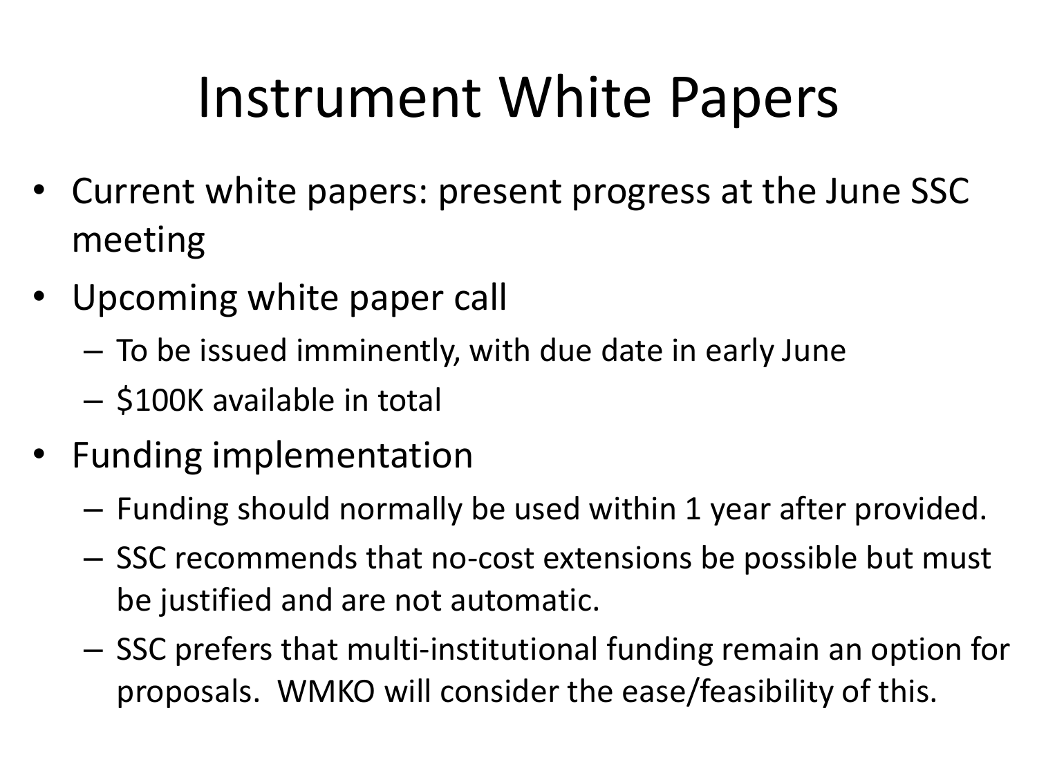# Instrument White Papers

- Current white papers: present progress at the June SSC meeting
- Upcoming white paper call
  - To be issued imminently, with due date in early June
  - $100K available in total
- Funding implementation
  - Funding should normally be used within 1 year after provided.
  - SSC recommends that no-cost extensions be possible but must be justified and are not automatic.
  - SSC prefers that multi-institutional funding remain an option for proposals. WMKO will consider the ease/feasibility of this.